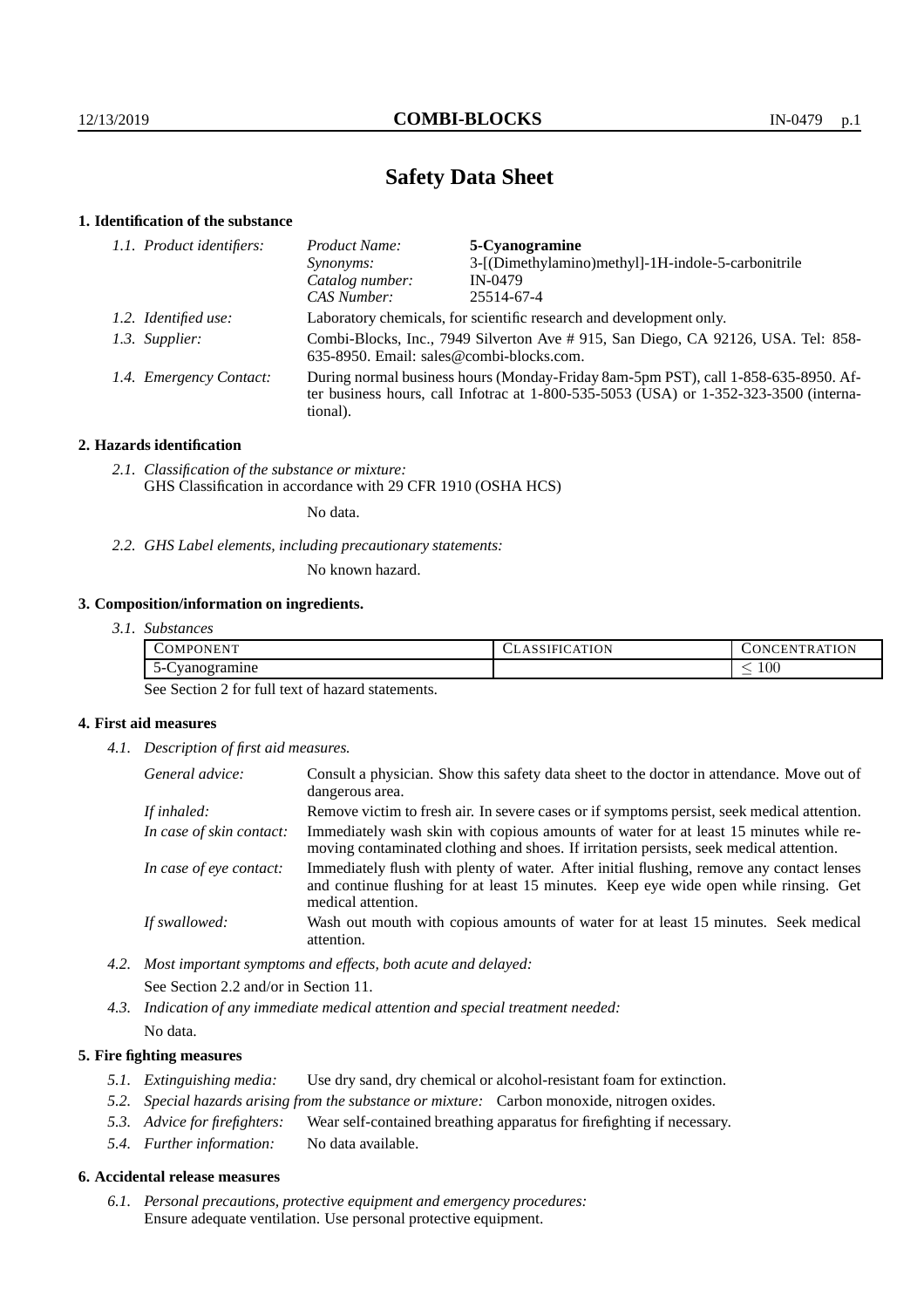# Safety Data Sheet

## 1. Identification of the substance

*1.1. Product identifiers:*

| | |
|---|---|
| *Product Name:* | **5-Cyanogramine** |
| *Synonyms:* | 3-[(Dimethylamino)methyl]-1H-indole-5-carbonitrile |
| *Catalog number:* | IN-0479 |
| *CAS Number:* | 25514-67-4 |

*1.2. Identified use:* Laboratory chemicals, for scientific research and development only.

*1.3. Supplier:* Combi-Blocks, Inc., 7949 Silverton Ave # 915, San Diego, CA 92126, USA. Tel: 858-635-8950. Email: sales@combi-blocks.com.

*1.4. Emergency Contact:* During normal business hours (Monday-Friday 8am-5pm PST), call 1-858-635-8950. After business hours, call Infotrac at 1-800-535-5053 (USA) or 1-352-323-3500 (international).

## 2. Hazards identification

*2.1. Classification of the substance or mixture:*
GHS Classification in accordance with 29 CFR 1910 (OSHA HCS)

No data.

*2.2. GHS Label elements, including precautionary statements:*

No known hazard.

## 3. Composition/information on ingredients.

*3.1. Substances*

| COMPONENT | CLASSIFICATION | CONCENTRATION |
|---|---|---|
| 5-Cyanogramine | | $\leq 100$ |

See Section 2 for full text of hazard statements.

## 4. First aid measures

*4.1. Description of first aid measures.*

*General advice:* Consult a physician. Show this safety data sheet to the doctor in attendance. Move out of dangerous area.

*If inhaled:* Remove victim to fresh air. In severe cases or if symptoms persist, seek medical attention.

*In case of skin contact:* Immediately wash skin with copious amounts of water for at least 15 minutes while removing contaminated clothing and shoes. If irritation persists, seek medical attention.

*In case of eye contact:* Immediately flush with plenty of water. After initial flushing, remove any contact lenses and continue flushing for at least 15 minutes. Keep eye wide open while rinsing. Get medical attention.

*If swallowed:* Wash out mouth with copious amounts of water for at least 15 minutes. Seek medical attention.

*4.2. Most important symptoms and effects, both acute and delayed:*

See Section 2.2 and/or in Section 11.

*4.3. Indication of any immediate medical attention and special treatment needed:*

No data.

## 5. Fire fighting measures

*5.1. Extinguishing media:* Use dry sand, dry chemical or alcohol-resistant foam for extinction.

*5.2. Special hazards arising from the substance or mixture:* Carbon monoxide, nitrogen oxides.

*5.3. Advice for firefighters:* Wear self-contained breathing apparatus for firefighting if necessary.

*5.4. Further information:* No data available.

## 6. Accidental release measures

*6.1. Personal precautions, protective equipment and emergency procedures:*
Ensure adequate ventilation. Use personal protective equipment.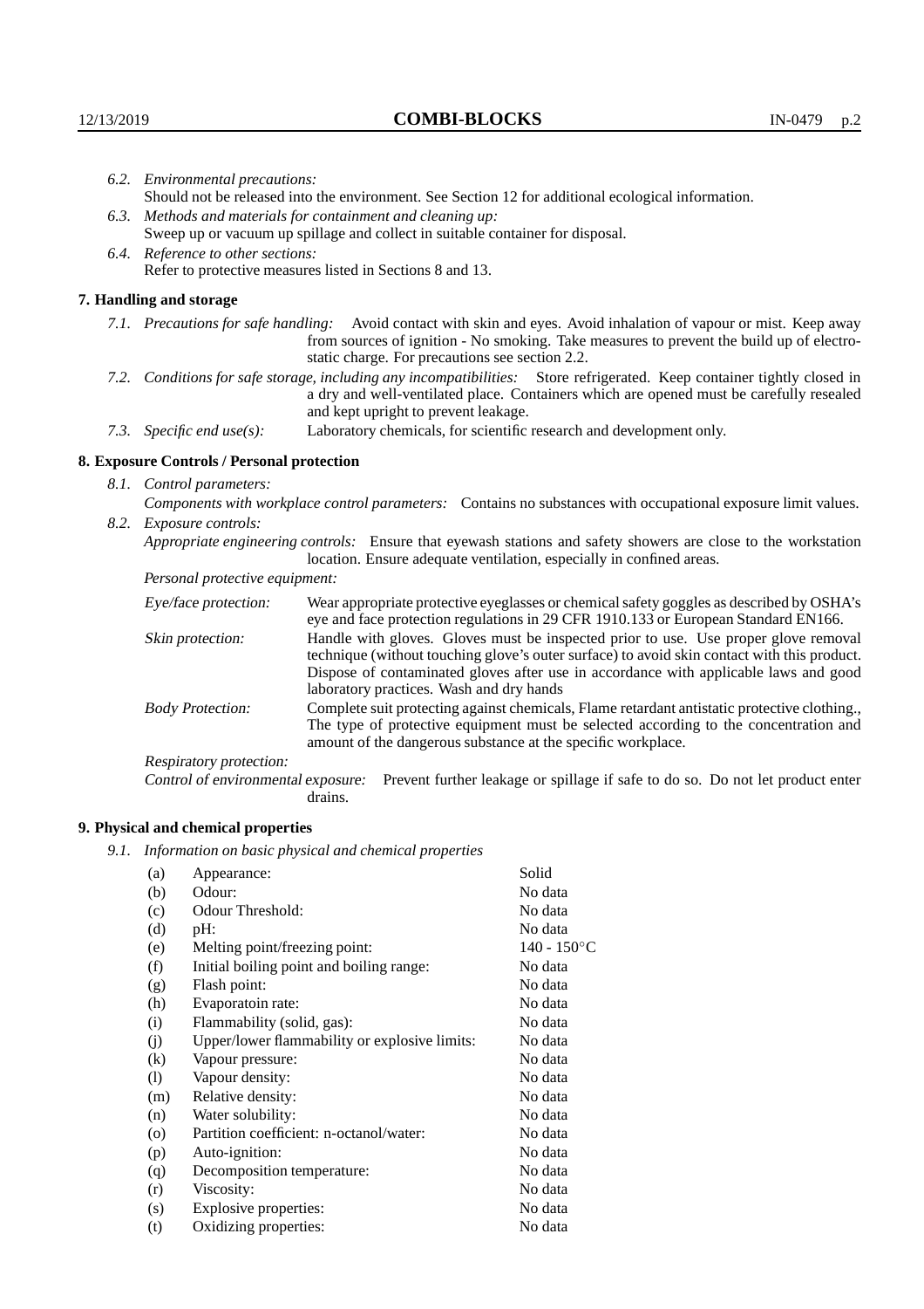*6.2. Environmental precautions:*
Should not be released into the environment. See Section 12 for additional ecological information.

*6.3. Methods and materials for containment and cleaning up:*
Sweep up or vacuum up spillage and collect in suitable container for disposal.

*6.4. Reference to other sections:*
Refer to protective measures listed in Sections 8 and 13.

## 7. Handling and storage

*7.1. Precautions for safe handling:* Avoid contact with skin and eyes. Avoid inhalation of vapour or mist. Keep away from sources of ignition - No smoking. Take measures to prevent the build up of electrostatic charge. For precautions see section 2.2.

*7.2. Conditions for safe storage, including any incompatibilities:* Store refrigerated. Keep container tightly closed in a dry and well-ventilated place. Containers which are opened must be carefully resealed and kept upright to prevent leakage.

*7.3. Specific end use(s):* Laboratory chemicals, for scientific research and development only.

## 8. Exposure Controls / Personal protection

*8.1. Control parameters:*

*Components with workplace control parameters:* Contains no substances with occupational exposure limit values.

*8.2. Exposure controls:*

*Appropriate engineering controls:* Ensure that eyewash stations and safety showers are close to the workstation location. Ensure adequate ventilation, especially in confined areas.

*Personal protective equipment:*

*Eye/face protection:* Wear appropriate protective eyeglasses or chemical safety goggles as described by OSHA's eye and face protection regulations in 29 CFR 1910.133 or European Standard EN166.

*Skin protection:* Handle with gloves. Gloves must be inspected prior to use. Use proper glove removal technique (without touching glove's outer surface) to avoid skin contact with this product. Dispose of contaminated gloves after use in accordance with applicable laws and good laboratory practices. Wash and dry hands

*Body Protection:* Complete suit protecting against chemicals, Flame retardant antistatic protective clothing., The type of protective equipment must be selected according to the concentration and amount of the dangerous substance at the specific workplace.

*Respiratory protection:*

*Control of environmental exposure:* Prevent further leakage or spillage if safe to do so. Do not let product enter drains.

## 9. Physical and chemical properties

*9.1. Information on basic physical and chemical properties*

| | | |
|---|---|---|
| (a) | Appearance: | Solid |
| (b) | Odour: | No data |
| (c) | Odour Threshold: | No data |
| (d) | pH: | No data |
| (e) | Melting point/freezing point: | 140 - 150°C |
| (f) | Initial boiling point and boiling range: | No data |
| (g) | Flash point: | No data |
| (h) | Evaporatoin rate: | No data |
| (i) | Flammability (solid, gas): | No data |
| (j) | Upper/lower flammability or explosive limits: | No data |
| (k) | Vapour pressure: | No data |
| (l) | Vapour density: | No data |
| (m) | Relative density: | No data |
| (n) | Water solubility: | No data |
| (o) | Partition coefficient: n-octanol/water: | No data |
| (p) | Auto-ignition: | No data |
| (q) | Decomposition temperature: | No data |
| (r) | Viscosity: | No data |
| (s) | Explosive properties: | No data |
| (t) | Oxidizing properties: | No data |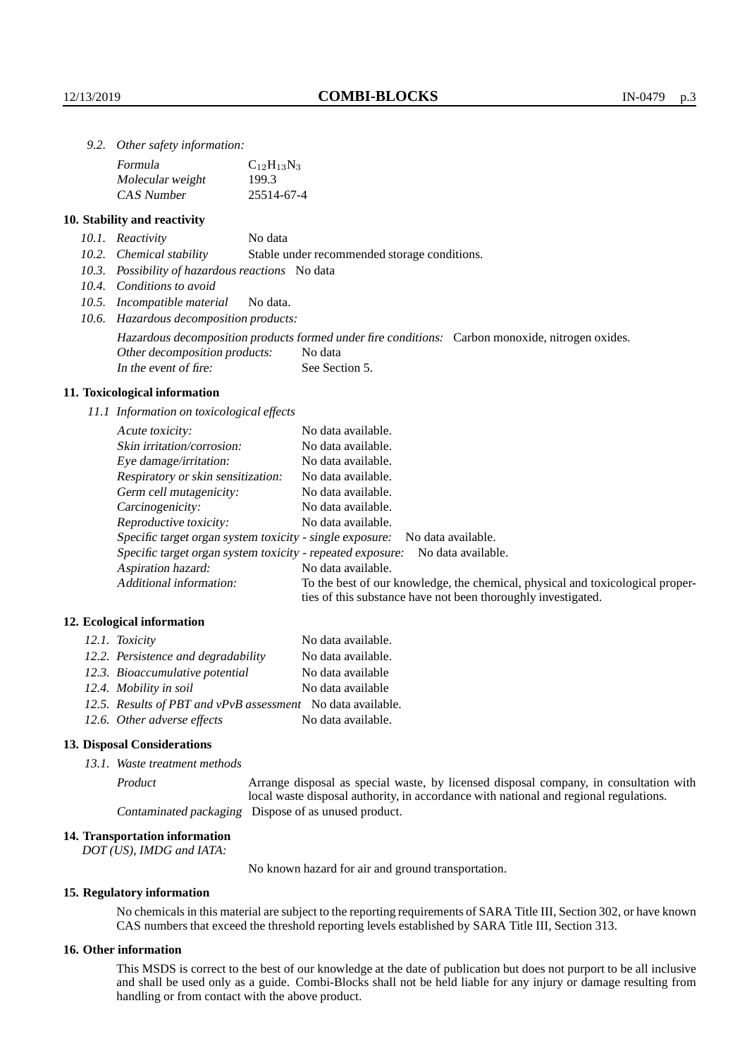*9.2. Other safety information:*

| | |
|---|---|
| *Formula* | $C_{12}H_{13}N_3$ |
| *Molecular weight* | 199.3 |
| *CAS Number* | 25514-67-4 |

## 10. Stability and reactivity

*10.1. Reactivity* No data

*10.2. Chemical stability* Stable under recommended storage conditions.

*10.3. Possibility of hazardous reactions* No data

*10.4. Conditions to avoid*

*10.5. Incompatible material* No data.

*10.6. Hazardous decomposition products:*

*Hazardous decomposition products formed under fire conditions:* Carbon monoxide, nitrogen oxides.

*Other decomposition products:* No data

*In the event of fire:* See Section 5.

## 11. Toxicological information

*11.1 Information on toxicological effects*

| | |
|---|---|
| *Acute toxicity:* | No data available. |
| *Skin irritation/corrosion:* | No data available. |
| *Eye damage/irritation:* | No data available. |
| *Respiratory or skin sensitization:* | No data available. |
| *Germ cell mutagenicity:* | No data available. |
| *Carcinogenicity:* | No data available. |
| *Reproductive toxicity:* | No data available. |
| *Specific target organ system toxicity - single exposure:* | No data available. |
| *Specific target organ system toxicity - repeated exposure:* | No data available. |
| *Aspiration hazard:* | No data available. |
| *Additional information:* | To the best of our knowledge, the chemical, physical and toxicological properties of this substance have not been thoroughly investigated. |

## 12. Ecological information

| | |
|---|---|
| *12.1. Toxicity* | No data available. |
| *12.2. Persistence and degradability* | No data available. |
| *12.3. Bioaccumulative potential* | No data available |
| *12.4. Mobility in soil* | No data available |
| *12.5. Results of PBT and vPvB assessment* | No data available. |
| *12.6. Other adverse effects* | No data available. |

## 13. Disposal Considerations

*13.1. Waste treatment methods*

*Product* Arrange disposal as special waste, by licensed disposal company, in consultation with local waste disposal authority, in accordance with national and regional regulations.

*Contaminated packaging* Dispose of as unused product.

## 14. Transportation information

*DOT (US), IMDG and IATA:*

No known hazard for air and ground transportation.

## 15. Regulatory information

No chemicals in this material are subject to the reporting requirements of SARA Title III, Section 302, or have known CAS numbers that exceed the threshold reporting levels established by SARA Title III, Section 313.

## 16. Other information

This MSDS is correct to the best of our knowledge at the date of publication but does not purport to be all inclusive and shall be used only as a guide. Combi-Blocks shall not be held liable for any injury or damage resulting from handling or from contact with the above product.